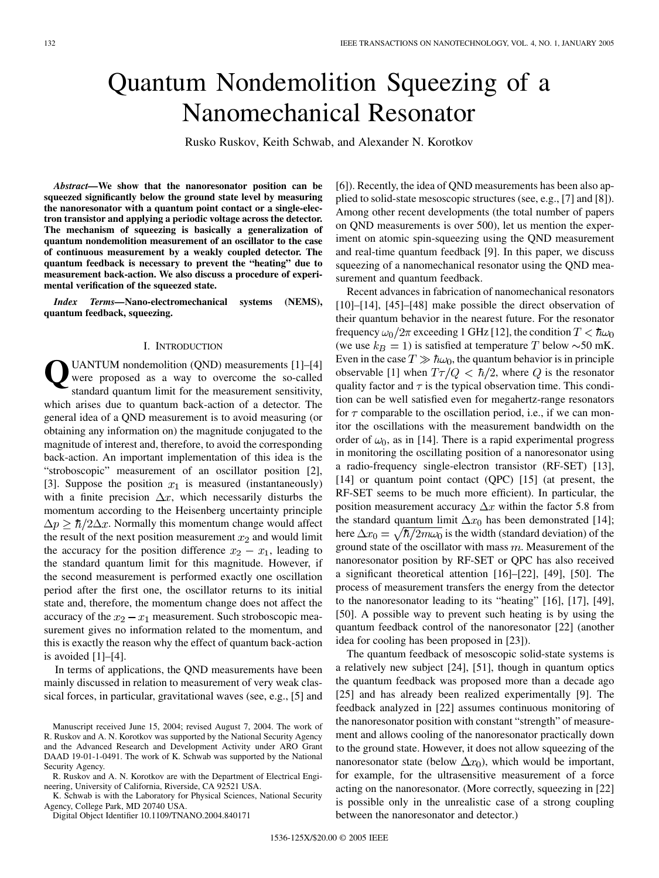# Quantum Nondemolition Squeezing of a Nanomechanical Resonator

Rusko Ruskov, Keith Schwab, and Alexander N. Korotkov

***Abstract*—We show that the nanoresonator position can be squeezed significantly below the ground state level by measuring the nanoresonator with a quantum point contact or a single-electron transistor and applying a periodic voltage across the detector. The mechanism of squeezing is basically a generalization of quantum nondemolition measurement of an oscillator to the case of continuous measurement by a weakly coupled detector. The quantum feedback is necessary to prevent the "heating" due to measurement back-action. We also discuss a procedure of experimental verification of the squeezed state.**

***Index Terms*—Nano-electromechanical systems (NEMS), quantum feedback, squeezing.**

## I. Introduction

QUANTUM nondemolition (QND) measurements [1]–[4] were proposed as a way to overcome the so-called standard quantum limit for the measurement sensitivity, which arises due to quantum back-action of a detector. The general idea of a QND measurement is to avoid measuring (or obtaining any information on) the magnitude conjugated to the magnitude of interest and, therefore, to avoid the corresponding back-action. An important implementation of this idea is the "stroboscopic" measurement of an oscillator position [2], [3]. Suppose the position $x_1$ is measured (instantaneously) with a finite precision $\Delta x$, which necessarily disturbs the momentum according to the Heisenberg uncertainty principle $\Delta p \geq \hbar/2\Delta x$. Normally this momentum change would affect the result of the next position measurement $x_2$ and would limit the accuracy for the position difference $x_2 - x_1$, leading to the standard quantum limit for this magnitude. However, if the second measurement is performed exactly one oscillation period after the first one, the oscillator returns to its initial state and, therefore, the momentum change does not affect the accuracy of the $x_2 - x_1$ measurement. Such stroboscopic measurement gives no information related to the momentum, and this is exactly the reason why the effect of quantum back-action is avoided [1]–[4].

In terms of applications, the QND measurements have been mainly discussed in relation to measurement of very weak classical forces, in particular, gravitational waves (see, e.g., [5] and [6]). Recently, the idea of QND measurements has been also applied to solid-state mesoscopic structures (see, e.g., [7] and [8]). Among other recent developments (the total number of papers on QND measurements is over 500), let us mention the experiment on atomic spin-squeezing using the QND measurement and real-time quantum feedback [9]. In this paper, we discuss squeezing of a nanomechanical resonator using the QND measurement and quantum feedback.

Recent advances in fabrication of nanomechanical resonators [10]–[14], [45]–[48] make possible the direct observation of their quantum behavior in the nearest future. For the resonator frequency $\omega_0/2\pi$ exceeding 1 GHz [12], the condition $T < \hbar\omega_0$ (we use $k_B = 1$) is satisfied at temperature $T$ below ~50 mK. Even in the case $T \gg \hbar\omega_0$, the quantum behavior is in principle observable [1] when $T\tau/Q < \hbar/2$, where $Q$ is the resonator quality factor and $\tau$ is the typical observation time. This condition can be well satisfied even for megahertz-range resonators for $\tau$ comparable to the oscillation period, i.e., if we can monitor the oscillations with the measurement bandwidth on the order of $\omega_0$, as in [14]. There is a rapid experimental progress in monitoring the oscillating position of a nanoresonator using a radio-frequency single-electron transistor (RF-SET) [13], [14] or quantum point contact (QPC) [15] (at present, the RF-SET seems to be much more efficient). In particular, the position measurement accuracy $\Delta x$ within the factor 5.8 from the standard quantum limit $\Delta x_0$ has been demonstrated [14]; here $\Delta x_0 = \sqrt{\hbar/2m\omega_0}$ is the width (standard deviation) of the ground state of the oscillator with mass $m$. Measurement of the nanoresonator position by RF-SET or QPC has also received a significant theoretical attention [16]–[22], [49], [50]. The process of measurement transfers the energy from the detector to the nanoresonator leading to its "heating" [16], [17], [49], [50]. A possible way to prevent such heating is by using the quantum feedback control of the nanoresonator [22] (another idea for cooling has been proposed in [23]).

The quantum feedback of mesoscopic solid-state systems is a relatively new subject [24], [51], though in quantum optics the quantum feedback was proposed more than a decade ago [25] and has already been realized experimentally [9]. The feedback analyzed in [22] assumes continuous monitoring of the nanoresonator position with constant "strength" of measurement and allows cooling of the nanoresonator practically down to the ground state. However, it does not allow squeezing of the nanoresonator state (below $\Delta x_0$), which would be important, for example, for the ultrasensitive measurement of a force acting on the nanoresonator. (More correctly, squeezing in [22] is possible only in the unrealistic case of a strong coupling between the nanoresonator and detector.)

Manuscript received June 15, 2004; revised August 7, 2004. The work of R. Ruskov and A. N. Korotkov was supported by the National Security Agency and the Advanced Research and Development Activity under ARO Grant DAAD 19-01-1-0491. The work of K. Schwab was supported by the National Security Agency.

R. Ruskov and A. N. Korotkov are with the Department of Electrical Engineering, University of California, Riverside, CA 92521 USA.

K. Schwab is with the Laboratory for Physical Sciences, National Security Agency, College Park, MD 20740 USA.

Digital Object Identifier 10.1109/TNANO.2004.840171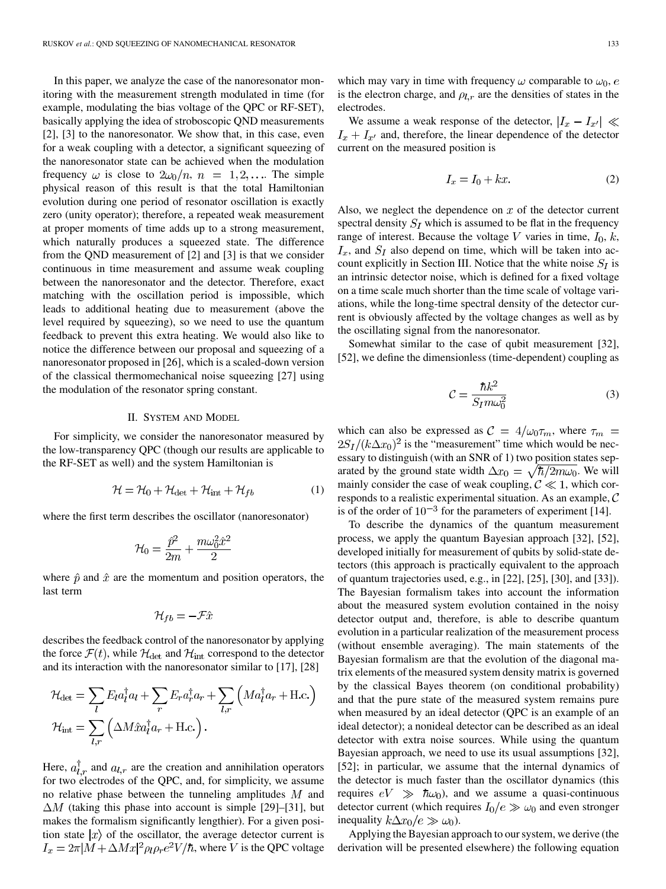In this paper, we analyze the case of the nanoresonator monitoring with the measurement strength modulated in time (for example, modulating the bias voltage of the QPC or RF-SET), basically applying the idea of stroboscopic QND measurements [2], [3] to the nanoresonator. We show that, in this case, even for a weak coupling with a detector, a significant squeezing of the nanoresonator state can be achieved when the modulation frequency $\omega$ is close to $2\omega_0/n,\ n = 1, 2, \ldots$. The simple physical reason of this result is that the total Hamiltonian evolution during one period of resonator oscillation is exactly zero (unity operator); therefore, a repeated weak measurement at proper moments of time adds up to a strong measurement, which naturally produces a squeezed state. The difference from the QND measurement of [2] and [3] is that we consider continuous in time measurement and assume weak coupling between the nanoresonator and the detector. Therefore, exact matching with the oscillation period is impossible, which leads to additional heating due to measurement (above the level required by squeezing), so we need to use the quantum feedback to prevent this extra heating. We would also like to notice the difference between our proposal and squeezing of a nanoresonator proposed in [26], which is a scaled-down version of the classical thermomechanical noise squeezing [27] using the modulation of the resonator spring constant.

## II. System and Model

For simplicity, we consider the nanoresonator measured by the low-transparency QPC (though our results are applicable to the RF-SET as well) and the system Hamiltonian is

$$\mathcal{H} = \mathcal{H}_0 + \mathcal{H}_{\rm det} + \mathcal{H}_{\rm int} + \mathcal{H}_{fb} \tag{1}$$

where the first term describes the oscillator (nanoresonator)

$$\mathcal{H}_0 = \frac{\hat{p}^2}{2m} + \frac{m\omega_0^2 \hat{x}^2}{2}$$

where $\hat{p}$ and $\hat{x}$ are the momentum and position operators, the last term

$$\mathcal{H}_{fb} = -\mathcal{F}\hat{x}$$

describes the feedback control of the nanoresonator by applying the force $\mathcal{F}(t)$, while $\mathcal{H}_{\rm det}$ and $\mathcal{H}_{\rm int}$ correspond to the detector and its interaction with the nanoresonator similar to [17], [28]

$$\mathcal{H}_{\rm det} = \sum_l E_l a_l^\dagger a_l + \sum_r E_r a_r^\dagger a_r + \sum_{l,r}\left(M a_l^\dagger a_r + \text{H.c.}\right)$$

$$\mathcal{H}_{\rm int} = \sum_{l,r}\left(\Delta M \hat{x} a_l^\dagger a_r + \text{H.c.}\right).$$

Here, $a_{l,r}^\dagger$ and $a_{l,r}$ are the creation and annihilation operators for two electrodes of the QPC, and, for simplicity, we assume no relative phase between the tunneling amplitudes $M$ and $\Delta M$ (taking this phase into account is simple [29]–[31], but makes the formalism significantly lengthier). For a given position state $|x\rangle$ of the oscillator, the average detector current is $I_x = 2\pi|M + \Delta M x|^2 \rho_l \rho_r e^2 V/\hbar$, where $V$ is the QPC voltage which may vary in time with frequency $\omega$ comparable to $\omega_0$, $e$ is the electron charge, and $\rho_{l,r}$ are the densities of states in the electrodes.

We assume a weak response of the detector, $|I_x - I_{x'}| \ll I_x + I_{x'}$ and, therefore, the linear dependence of the detector current on the measured position is

$$I_x = I_0 + kx. \tag{2}$$

Also, we neglect the dependence on $x$ of the detector current spectral density $S_I$ which is assumed to be flat in the frequency range of interest. Because the voltage $V$ varies in time, $I_0$, $k$, $I_x$, and $S_I$ also depend on time, which will be taken into account explicitly in Section III. Notice that the white noise $S_I$ is an intrinsic detector noise, which is defined for a fixed voltage on a time scale much shorter than the time scale of voltage variations, while the long-time spectral density of the detector current is obviously affected by the voltage changes as well as by the oscillating signal from the nanoresonator.

Somewhat similar to the case of qubit measurement [32], [52], we define the dimensionless (time-dependent) coupling as

$$\mathcal{C} = \frac{\hbar k^2}{S_I m \omega_0^2} \tag{3}$$

which can also be expressed as $\mathcal{C} = 4/\omega_0 \tau_m$, where $\tau_m = 2S_I/(k\Delta x_0)^2$ is the "measurement" time which would be necessary to distinguish (with an SNR of 1) two position states separated by the ground state width $\Delta x_0 = \sqrt{\hbar/2m\omega_0}$. We will mainly consider the case of weak coupling, $\mathcal{C} \ll 1$, which corresponds to a realistic experimental situation. As an example, $\mathcal{C}$ is of the order of $10^{-3}$ for the parameters of experiment [14].

To describe the dynamics of the quantum measurement process, we apply the quantum Bayesian approach [32], [52], developed initially for measurement of qubits by solid-state detectors (this approach is practically equivalent to the approach of quantum trajectories used, e.g., in [22], [25], [30], and [33]). The Bayesian formalism takes into account the information about the measured system evolution contained in the noisy detector output and, therefore, is able to describe quantum evolution in a particular realization of the measurement process (without ensemble averaging). The main statements of the Bayesian formalism are that the evolution of the diagonal matrix elements of the measured system density matrix is governed by the classical Bayes theorem (on conditional probability) and that the pure state of the measured system remains pure when measured by an ideal detector (QPC is an example of an ideal detector); a nonideal detector can be described as an ideal detector with extra noise sources. While using the quantum Bayesian approach, we need to use its usual assumptions [32], [52]; in particular, we assume that the internal dynamics of the detector is much faster than the oscillator dynamics (this requires $eV \gg \hbar\omega_0$), and we assume a quasi-continuous detector current (which requires $I_0/e \gg \omega_0$ and even stronger inequality $k\Delta x_0/e \gg \omega_0$).

Applying the Bayesian approach to our system, we derive (the derivation will be presented elsewhere) the following equation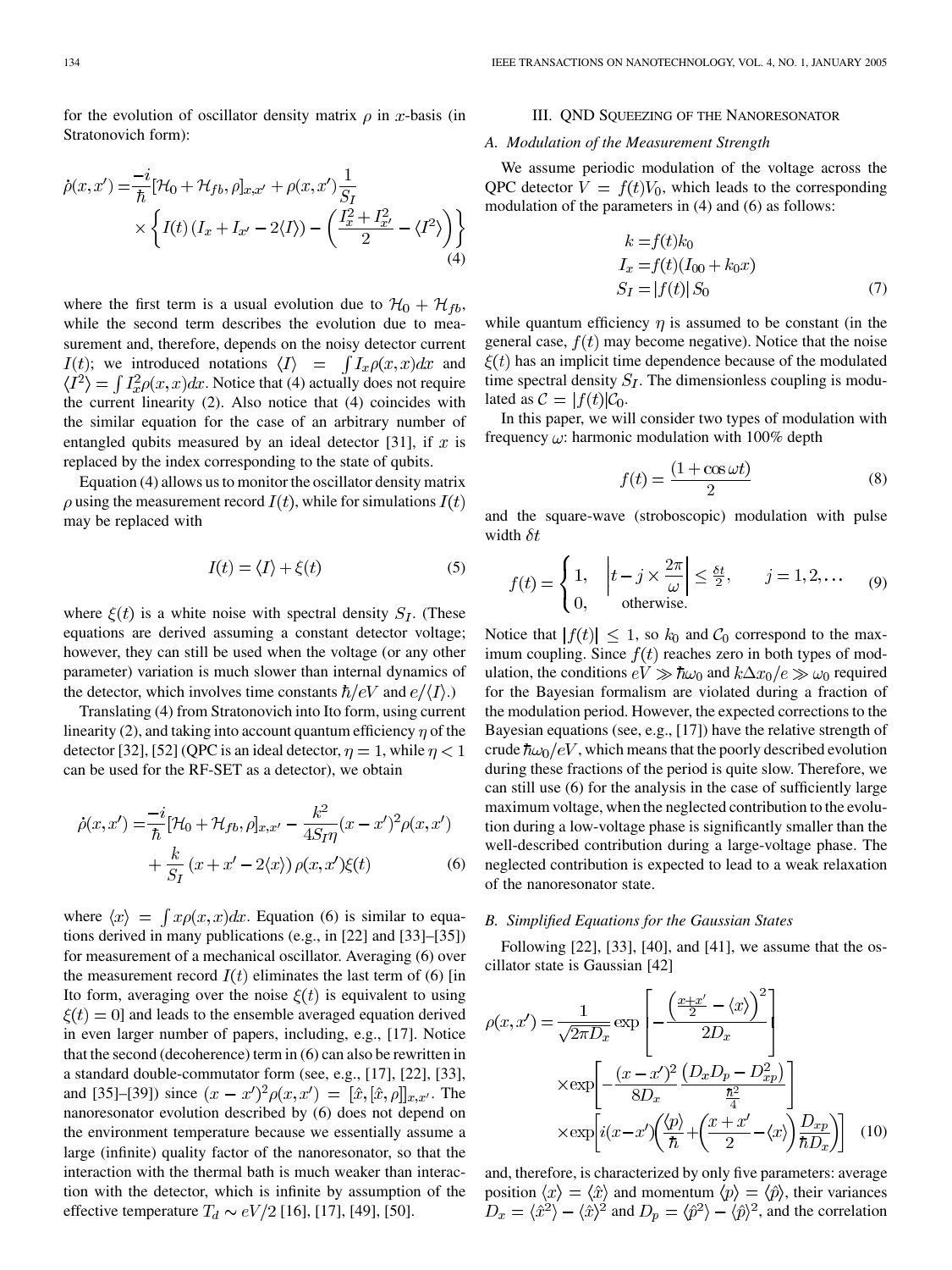for the evolution of oscillator density matrix $\rho$ in $x$-basis (in Stratonovich form):

$$\dot{\rho}(x,x') = \frac{-i}{\hbar}[\mathcal{H}_0 + \mathcal{H}_{fb}, \rho]_{x,x'} + \rho(x,x')\frac{1}{S_I} \times \left\{ I(t)\left(I_x + I_{x'} - 2\langle I\rangle\right) - \left(\frac{I_x^2 + I_{x'}^2}{2} - \langle I^2\rangle\right)\right\} \tag{4}$$

where the first term is a usual evolution due to $\mathcal{H}_0 + \mathcal{H}_{fb}$, while the second term describes the evolution due to measurement and, therefore, depends on the noisy detector current $I(t)$; we introduced notations $\langle I\rangle = \int I_x \rho(x,x)dx$ and $\langle I^2\rangle = \int I_x^2 \rho(x,x)dx$. Notice that (4) actually does not require the current linearity (2). Also notice that (4) coincides with the similar equation for the case of an arbitrary number of entangled qubits measured by an ideal detector [31], if $x$ is replaced by the index corresponding to the state of qubits.

Equation (4) allows us to monitor the oscillator density matrix $\rho$ using the measurement record $I(t)$, while for simulations $I(t)$ may be replaced with

$$I(t) = \langle I\rangle + \xi(t) \tag{5}$$

where $\xi(t)$ is a white noise with spectral density $S_I$. (These equations are derived assuming a constant detector voltage; however, they can still be used when the voltage (or any other parameter) variation is much slower than internal dynamics of the detector, which involves time constants $\hbar/eV$ and $e/\langle I\rangle$.)

Translating (4) from Stratonovich into Ito form, using current linearity (2), and taking into account quantum efficiency $\eta$ of the detector [32], [52] (QPC is an ideal detector, $\eta = 1$, while $\eta < 1$ can be used for the RF-SET as a detector), we obtain

$$\dot{\rho}(x,x') = \frac{-i}{\hbar}[\mathcal{H}_0 + \mathcal{H}_{fb}, \rho]_{x,x'} - \frac{k^2}{4S_I\eta}(x-x')^2\rho(x,x') + \frac{k}{S_I}\left(x + x' - 2\langle x\rangle\right)\rho(x,x')\xi(t) \tag{6}$$

where $\langle x\rangle = \int x\rho(x,x)dx$. Equation (6) is similar to equations derived in many publications (e.g., in [22] and [33]–[35]) for measurement of a mechanical oscillator. Averaging (6) over the measurement record $I(t)$ eliminates the last term of (6) [in Ito form, averaging over the noise $\xi(t)$ is equivalent to using $\xi(t) = 0$] and leads to the ensemble averaged equation derived in even larger number of papers, including, e.g., [17]. Notice that the second (decoherence) term in (6) can also be rewritten in a standard double-commutator form (see, e.g., [17], [22], [33], and [35]–[39]) since $(x-x')^2\rho(x,x') = [\hat{x},[\hat{x},\rho]]_{x,x'}$. The nanoresonator evolution described by (6) does not depend on the environment temperature because we essentially assume a large (infinite) quality factor of the nanoresonator, so that the interaction with the thermal bath is much weaker than interaction with the detector, which is infinite by assumption of the effective temperature $T_d \sim eV/2$ [16], [17], [49], [50].

## III. QND Squeezing of the Nanoresonator

### A. Modulation of the Measurement Strength

We assume periodic modulation of the voltage across the QPC detector $V = f(t)V_0$, which leads to the corresponding modulation of the parameters in (4) and (6) as follows:

$$\begin{aligned} k &= f(t)k_0 \\ I_x &= f(t)(I_{00} + k_0 x) \\ S_I &= |f(t)|\, S_0 \end{aligned} \tag{7}$$

while quantum efficiency $\eta$ is assumed to be constant (in the general case, $f(t)$ may become negative). Notice that the noise $\xi(t)$ has an implicit time dependence because of the modulated time spectral density $S_I$. The dimensionless coupling is modulated as $\mathcal{C} = |f(t)|\mathcal{C}_0$.

In this paper, we will consider two types of modulation with frequency $\omega$: harmonic modulation with 100% depth

$$f(t) = \frac{(1 + \cos\omega t)}{2} \tag{8}$$

and the square-wave (stroboscopic) modulation with pulse width $\delta t$

$$f(t) = \begin{cases} 1, & \left|t - j\times\dfrac{2\pi}{\omega}\right| \le \frac{\delta t}{2}, \qquad j = 1, 2, \ldots \\ 0, & \text{otherwise.} \end{cases} \tag{9}$$

Notice that $|f(t)| \le 1$, so $k_0$ and $\mathcal{C}_0$ correspond to the maximum coupling. Since $f(t)$ reaches zero in both types of modulation, the conditions $eV \gg \hbar\omega_0$ and $k\Delta x_0/e \gg \omega_0$ required for the Bayesian formalism are violated during a fraction of the modulation period. However, the expected corrections to the Bayesian equations (see, e.g., [17]) have the relative strength of crude $\hbar\omega_0/eV$, which means that the poorly described evolution during these fractions of the period is quite slow. Therefore, we can still use (6) for the analysis in the case of sufficiently large maximum voltage, when the neglected contribution to the evolution during a low-voltage phase is significantly smaller than the well-described contribution during a large-voltage phase. The neglected contribution is expected to lead to a weak relaxation of the nanoresonator state.

### B. Simplified Equations for the Gaussian States

Following [22], [33], [40], and [41], we assume that the oscillator state is Gaussian [42]

$$\rho(x,x') = \frac{1}{\sqrt{2\pi D_x}}\exp\left[-\frac{\left(\frac{x+x'}{2} - \langle x\rangle\right)^2}{2D_x}\right] \times\exp\left[-\frac{(x-x')^2}{8D_x}\frac{\left(D_xD_p - D_{xp}^2\right)}{\frac{\hbar^2}{4}}\right] \times\exp\left[i(x-x')\left(\frac{\langle p\rangle}{\hbar} + \left(\frac{x+x'}{2} - \langle x\rangle\right)\frac{D_{xp}}{\hbar D_x}\right)\right] \tag{10}$$

and, therefore, is characterized by only five parameters: average position $\langle x\rangle = \langle\hat{x}\rangle$ and momentum $\langle p\rangle = \langle\hat{p}\rangle$, their variances $D_x = \langle\hat{x}^2\rangle - \langle\hat{x}\rangle^2$ and $D_p = \langle\hat{p}^2\rangle - \langle\hat{p}\rangle^2$, and the correlation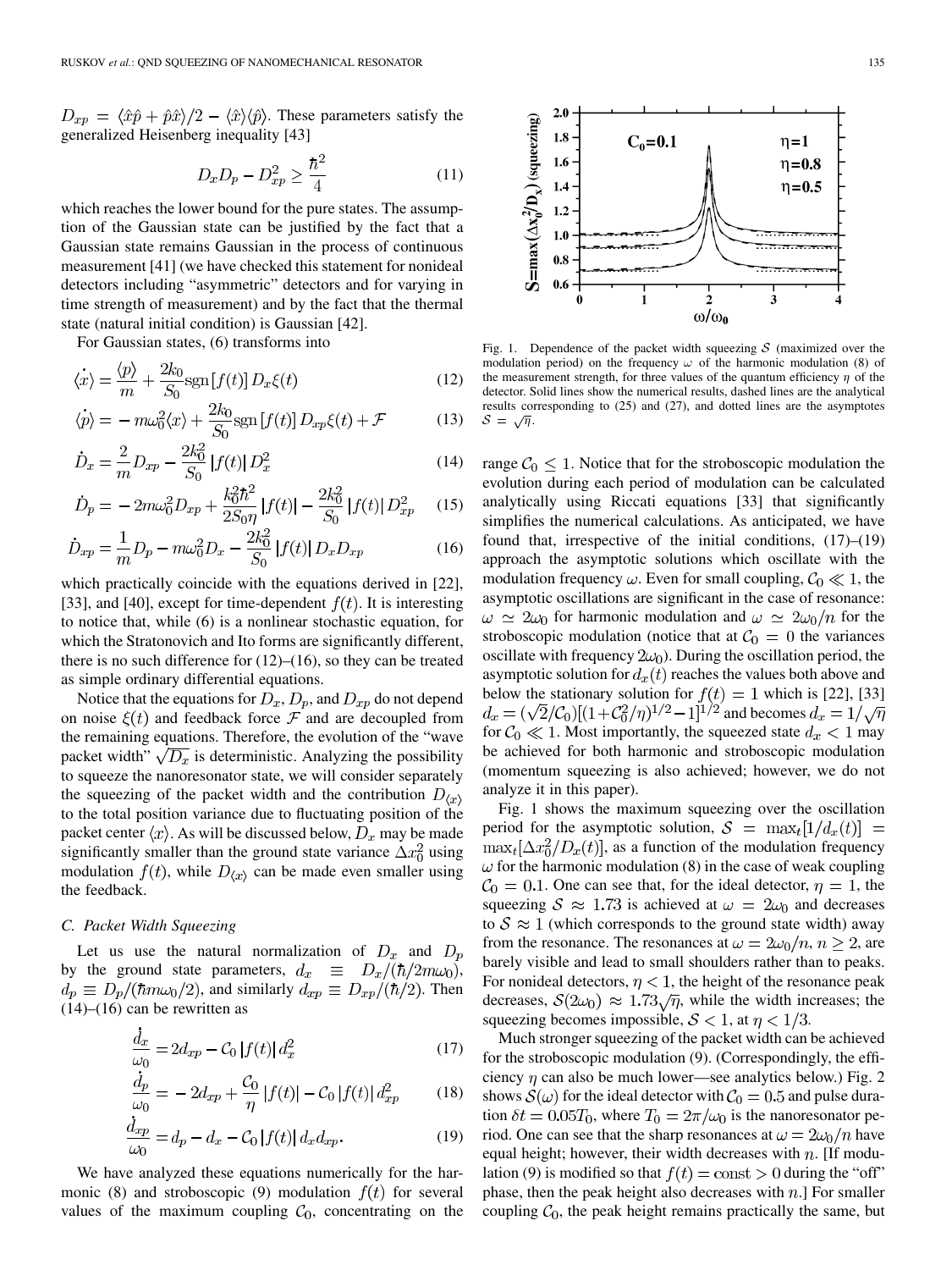$D_{xp} = \langle \hat{x}\hat{p} + \hat{p}\hat{x} \rangle/2 - \langle \hat{x} \rangle \langle \hat{p} \rangle$. These parameters satisfy the generalized Heisenberg inequality [43]

$$D_x D_p - D_{xp}^2 \geq \frac{\hbar^2}{4} \tag{11}$$

which reaches the lower bound for the pure states. The assumption of the Gaussian state can be justified by the fact that a Gaussian state remains Gaussian in the process of continuous measurement [41] (we have checked this statement for nonideal detectors including "asymmetric" detectors and for varying in time strength of measurement) and by the fact that the thermal state (natural initial condition) is Gaussian [42].

For Gaussian states, (6) transforms into

$$\dot{\langle x \rangle} = \frac{\langle p \rangle}{m} + \frac{2k_0}{S_0} \text{sgn}[f(t)] D_x \xi(t) \tag{12}$$

$$\dot{\langle p \rangle} = -m\omega_0^2 \langle x \rangle + \frac{2k_0}{S_0} \text{sgn}[f(t)] D_{xp} \xi(t) + \mathcal{F} \tag{13}$$

$$\dot{D}_x = \frac{2}{m} D_{xp} - \frac{2k_0^2}{S_0} |f(t)| D_x^2 \tag{14}$$

$$\dot{D}_p = -2m\omega_0^2 D_{xp} + \frac{k_0^2 \hbar^2}{2S_0 \eta} |f(t)| - \frac{2k_0^2}{S_0} |f(t)| D_{xp}^2 \tag{15}$$

$$\dot{D}_{xp} = \frac{1}{m} D_p - m\omega_0^2 D_x - \frac{2k_0^2}{S_0} |f(t)| D_x D_{xp} \tag{16}$$

which practically coincide with the equations derived in [22], [33], and [40], except for time-dependent $f(t)$. It is interesting to notice that, while (6) is a nonlinear stochastic equation, for which the Stratonovich and Ito forms are significantly different, there is no such difference for (12)–(16), so they can be treated as simple ordinary differential equations.

Notice that the equations for $D_x$, $D_p$, and $D_{xp}$ do not depend on noise $\xi(t)$ and feedback force $\mathcal{F}$ and are decoupled from the remaining equations. Therefore, the evolution of the "wave packet width" $\sqrt{D_x}$ is deterministic. Analyzing the possibility to squeeze the nanoresonator state, we will consider separately the squeezing of the packet width and the contribution $D_{\langle x \rangle}$ to the total position variance due to fluctuating position of the packet center $\langle x \rangle$. As will be discussed below, $D_x$ may be made significantly smaller than the ground state variance $\Delta x_0^2$ using modulation $f(t)$, while $D_{\langle x \rangle}$ can be made even smaller using the feedback.

### C. Packet Width Squeezing

Let us use the natural normalization of $D_x$ and $D_p$ by the ground state parameters, $d_x \equiv D_x/(\hbar/2m\omega_0)$, $d_p \equiv D_p/(\hbar m\omega_0/2)$, and similarly $d_{xp} \equiv D_{xp}/(\hbar/2)$. Then (14)–(16) can be rewritten as

$$\frac{\dot{d}_x}{\omega_0} = 2d_{xp} - \mathcal{C}_0 |f(t)| d_x^2 \tag{17}$$

$$\frac{\dot{d}_p}{\omega_0} = -2d_{xp} + \frac{\mathcal{C}_0}{\eta} |f(t)| - \mathcal{C}_0 |f(t)| d_{xp}^2 \tag{18}$$

$$\frac{\dot{d}_{xp}}{\omega_0} = d_p - d_x - \mathcal{C}_0 |f(t)| d_x d_{xp}. \tag{19}$$

We have analyzed these equations numerically for the harmonic (8) and stroboscopic (9) modulation $f(t)$ for several values of the maximum coupling $\mathcal{C}_0$, concentrating on the range $\mathcal{C}_0 \leq 1$. Notice that for the stroboscopic modulation the evolution during each period of modulation can be calculated analytically using Riccati equations [33] that significantly simplifies the numerical calculations. As anticipated, we have found that, irrespective of the initial conditions, (17)–(19) approach the asymptotic solutions which oscillate with the modulation frequency $\omega$. Even for small coupling, $\mathcal{C}_0 \ll 1$, the asymptotic oscillations are significant in the case of resonance: $\omega \simeq 2\omega_0$ for harmonic modulation and $\omega \simeq 2\omega_0/n$ for the stroboscopic modulation (notice that at $\mathcal{C}_0 = 0$ the variances oscillate with frequency $2\omega_0$). During the oscillation period, the asymptotic solution for $d_x(t)$ reaches the values both above and below the stationary solution for $f(t) = 1$ which is [22], [33] $d_x = (\sqrt{2}/\mathcal{C}_0)[(1 + \mathcal{C}_0^2/\eta)^{1/2} - 1]^{1/2}$ and becomes $d_x = 1/\sqrt{\eta}$ for $\mathcal{C}_0 \ll 1$. Most importantly, the squeezed state $d_x < 1$ may be achieved for both harmonic and stroboscopic modulation (momentum squeezing is also achieved; however, we do not analyze it in this paper).

Fig. 1 shows the maximum squeezing over the oscillation period for the asymptotic solution, $\mathcal{S} = \max_t[1/d_x(t)] = \max_t[\Delta x_0^2/D_x(t)]$, as a function of the modulation frequency $\omega$ for the harmonic modulation (8) in the case of weak coupling $\mathcal{C}_0 = 0.1$. One can see that, for the ideal detector, $\eta = 1$, the squeezing $\mathcal{S} \approx 1.73$ is achieved at $\omega = 2\omega_0$ and decreases to $\mathcal{S} \approx 1$ (which corresponds to the ground state width) away from the resonance. The resonances at $\omega = 2\omega_0/n$, $n \geq 2$, are barely visible and lead to small shoulders rather than to peaks. For nonideal detectors, $\eta < 1$, the height of the resonance peak decreases, $\mathcal{S}(2\omega_0) \approx 1.73\sqrt{\eta}$, while the width increases; the squeezing becomes impossible, $\mathcal{S} < 1$, at $\eta < 1/3$.

Fig. 1. Dependence of the packet width squeezing $\mathcal{S}$ (maximized over the modulation period) on the frequency $\omega$ of the harmonic modulation (8) of the measurement strength, for three values of the quantum efficiency $\eta$ of the detector. Solid lines show the numerical results, dashed lines are the analytical results corresponding to (25) and (27), and dotted lines are the asymptotes $\mathcal{S} = \sqrt{\eta}$.

Much stronger squeezing of the packet width can be achieved for the stroboscopic modulation (9). (Correspondingly, the efficiency $\eta$ can also be much lower—see analytics below.) Fig. 2 shows $\mathcal{S}(\omega)$ for the ideal detector with $\mathcal{C}_0 = 0.5$ and pulse duration $\delta t = 0.05 T_0$, where $T_0 = 2\pi/\omega_0$ is the nanoresonator period. One can see that the sharp resonances at $\omega = 2\omega_0/n$ have equal height; however, their width decreases with $n$. [If modulation (9) is modified so that $f(t) = \text{const} > 0$ during the "off" phase, then the peak height also decreases with $n$.] For smaller coupling $\mathcal{C}_0$, the peak height remains practically the same, but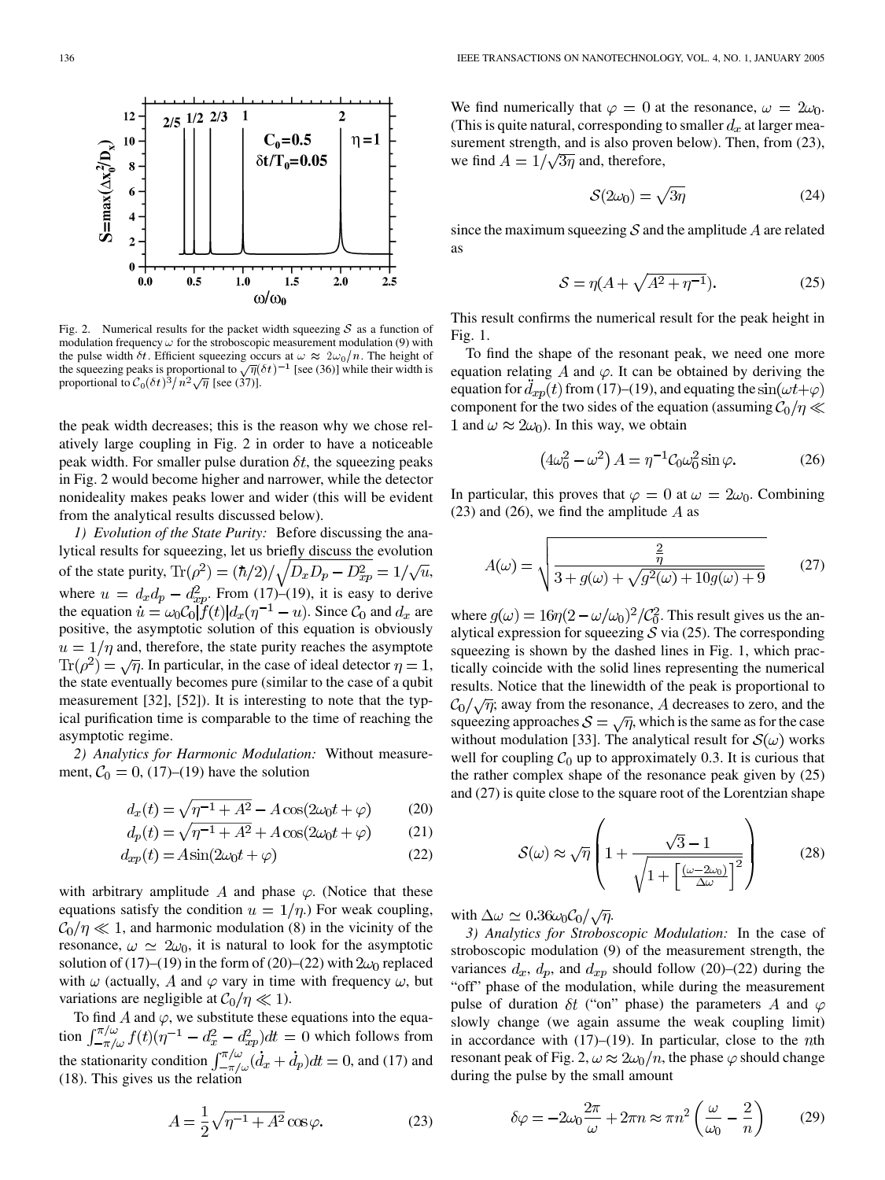Fig. 2. Numerical results for the packet width squeezing $\mathcal{S}$ as a function of modulation frequency $\omega$ for the stroboscopic measurement modulation (9) with the pulse width $\delta t$. Efficient squeezing occurs at $\omega \approx 2\omega_0/n$. The height of the squeezing peaks is proportional to $\sqrt{\eta}(\delta t)^{-1}$ [see (36)] while their width is proportional to $\mathcal{C}_0(\delta t)^3/n^2\sqrt{\eta}$ [see (37)].

the peak width decreases; this is the reason why we chose relatively large coupling in Fig. 2 in order to have a noticeable peak width. For smaller pulse duration $\delta t$, the squeezing peaks in Fig. 2 would become higher and narrower, while the detector nonideality makes peaks lower and wider (this will be evident from the analytical results discussed below).

*1) Evolution of the State Purity:* Before discussing the analytical results for squeezing, let us briefly discuss the evolution of the state purity, $\mathrm{Tr}(\rho^2) = (\hbar/2)/\sqrt{D_x D_p - D_{xp}^2} = 1/\sqrt{u}$, where $u = d_x d_p - d_{xp}^2$. From (17)–(19), it is easy to derive the equation $\dot{u} = \omega_0 \mathcal{C}_0 |f(t)| d_x(\eta^{-1} - u)$. Since $\mathcal{C}_0$ and $d_x$ are positive, the asymptotic solution of this equation is obviously $u = 1/\eta$ and, therefore, the state purity reaches the asymptote $\mathrm{Tr}(\rho^2) = \sqrt{\eta}$. In particular, in the case of ideal detector $\eta = 1$, the state eventually becomes pure (similar to the case of a qubit measurement [32], [52]). It is interesting to note that the typical purification time is comparable to the time of reaching the asymptotic regime.

*2) Analytics for Harmonic Modulation:* Without measurement, $\mathcal{C}_0 = 0$, (17)–(19) have the solution

$$d_x(t) = \sqrt{\eta^{-1} + A^2} - A\cos(2\omega_0 t + \varphi) \tag{20}$$

$$d_p(t) = \sqrt{\eta^{-1} + A^2} + A\cos(2\omega_0 t + \varphi) \tag{21}$$

$$d_{xp}(t) = A\sin(2\omega_0 t + \varphi) \tag{22}$$

with arbitrary amplitude $A$ and phase $\varphi$. (Notice that these equations satisfy the condition $u = 1/\eta$.) For weak coupling, $\mathcal{C}_0/\eta \ll 1$, and harmonic modulation (8) in the vicinity of the resonance, $\omega \simeq 2\omega_0$, it is natural to look for the asymptotic solution of (17)–(19) in the form of (20)–(22) with $2\omega_0$ replaced with $\omega$ (actually, $A$ and $\varphi$ vary in time with frequency $\omega$, but variations are negligible at $\mathcal{C}_0/\eta \ll 1$).

To find $A$ and $\varphi$, we substitute these equations into the equation $\int_{-\pi/\omega}^{\pi/\omega} f(t)(\eta^{-1} - d_x^2 - d_{xp}^2)dt = 0$ which follows from the stationarity condition $\int_{-\pi/\omega}^{\pi/\omega}(\dot{d}_x + \dot{d}_p)dt = 0$, and (17) and (18). This gives us the relation

$$A = \frac{1}{2}\sqrt{\eta^{-1} + A^2}\cos\varphi. \tag{23}$$

We find numerically that $\varphi = 0$ at the resonance, $\omega = 2\omega_0$. (This is quite natural, corresponding to smaller $d_x$ at larger measurement strength, and is also proven below). Then, from (23), we find $A = 1/\sqrt{3\eta}$ and, therefore,

$$\mathcal{S}(2\omega_0) = \sqrt{3\eta} \tag{24}$$

since the maximum squeezing $\mathcal{S}$ and the amplitude $A$ are related as

$$\mathcal{S} = \eta(A + \sqrt{A^2 + \eta^{-1}}). \tag{25}$$

This result confirms the numerical result for the peak height in Fig. 1.

To find the shape of the resonant peak, we need one more equation relating $A$ and $\varphi$. It can be obtained by deriving the equation for $\ddot{d}_{xp}(t)$ from (17)–(19), and equating the $\sin(\omega t + \varphi)$ component for the two sides of the equation (assuming $\mathcal{C}_0/\eta \ll 1$ and $\omega \approx 2\omega_0$). In this way, we obtain

$$\left(4\omega_0^2 - \omega^2\right)A = \eta^{-1}\mathcal{C}_0\omega_0^2\sin\varphi. \tag{26}$$

In particular, this proves that $\varphi = 0$ at $\omega = 2\omega_0$. Combining (23) and (26), we find the amplitude $A$ as

$$A(\omega) = \sqrt{\frac{\frac{2}{\eta}}{3 + g(\omega) + \sqrt{g^2(\omega) + 10g(\omega) + 9}}} \tag{27}$$

where $g(\omega) = 16\eta(2 - \omega/\omega_0)^2/\mathcal{C}_0^2$. This result gives us the analytical expression for squeezing $\mathcal{S}$ via (25). The corresponding squeezing is shown by the dashed lines in Fig. 1, which practically coincide with the solid lines representing the numerical results. Notice that the linewidth of the peak is proportional to $\mathcal{C}_0/\sqrt{\eta}$; away from the resonance, $A$ decreases to zero, and the squeezing approaches $\mathcal{S} = \sqrt{\eta}$, which is the same as for the case without modulation [33]. The analytical result for $\mathcal{S}(\omega)$ works well for coupling $\mathcal{C}_0$ up to approximately 0.3. It is curious that the rather complex shape of the resonance peak given by (25) and (27) is quite close to the square root of the Lorentzian shape

$$\mathcal{S}(\omega) \approx \sqrt{\eta}\left(1 + \frac{\sqrt{3} - 1}{\sqrt{1 + \left[\frac{(\omega - 2\omega_0)}{\Delta\omega}\right]^2}}\right) \tag{28}$$

with $\Delta\omega \simeq 0.36\omega_0\mathcal{C}_0/\sqrt{\eta}$.

*3) Analytics for Stroboscopic Modulation:* In the case of stroboscopic modulation (9) of the measurement strength, the variances $d_x$, $d_p$, and $d_{xp}$ should follow (20)–(22) during the "off" phase of the modulation, while during the measurement pulse of duration $\delta t$ ("on" phase) the parameters $A$ and $\varphi$ slowly change (we again assume the weak coupling limit) in accordance with (17)–(19). In particular, close to the $n$th resonant peak of Fig. 2, $\omega \approx 2\omega_0/n$, the phase $\varphi$ should change during the pulse by the small amount

$$\delta\varphi = -2\omega_0\frac{2\pi}{\omega} + 2\pi n \approx \pi n^2\left(\frac{\omega}{\omega_0} - \frac{2}{n}\right) \tag{29}$$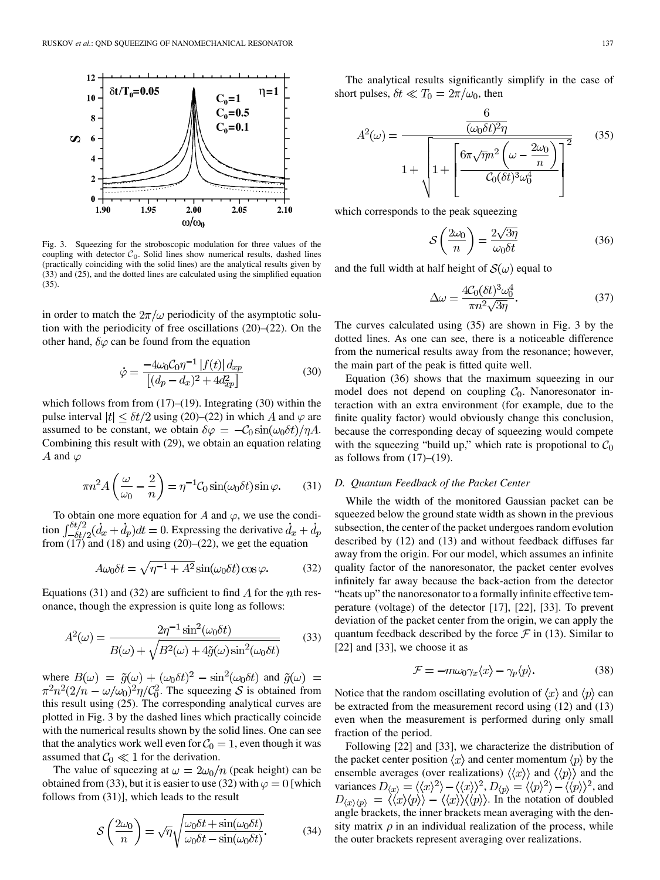Fig. 3. Squeezing for the stroboscopic modulation for three values of the coupling with detector $\mathcal{C}_0$. Solid lines show numerical results, dashed lines (practically coinciding with the solid lines) are the analytical results given by (33) and (25), and the dotted lines are calculated using the simplified equation (35).

in order to match the $2\pi/\omega$ periodicity of the asymptotic solution with the periodicity of free oscillations (20)–(22). On the other hand, $\delta\varphi$ can be found from the equation

$$\dot{\varphi} = \frac{-4\omega_0 \mathcal{C}_0 \eta^{-1} |f(t)| d_{xp}}{\left[(d_p - d_x)^2 + 4d_{xp}^2\right]} \tag{30}$$

which follows from from (17)–(19). Integrating (30) within the pulse interval $|t| \leq \delta t/2$ using (20)–(22) in which $A$ and $\varphi$ are assumed to be constant, we obtain $\delta\varphi = -\mathcal{C}_0 \sin(\omega_0 \delta t)/\eta A$. Combining this result with (29), we obtain an equation relating $A$ and $\varphi$

$$\pi n^2 A \left(\frac{\omega}{\omega_0} - \frac{2}{n}\right) = \eta^{-1} \mathcal{C}_0 \sin(\omega_0 \delta t) \sin\varphi. \tag{31}$$

To obtain one more equation for $A$ and $\varphi$, we use the condition $\int_{-\delta t/2}^{\delta t/2} (\dot{d}_x + \dot{d}_p) dt = 0$. Expressing the derivative $\dot{d}_x + \dot{d}_p$ from (17) and (18) and using (20)–(22), we get the equation

$$A\omega_0 \delta t = \sqrt{\eta^{-1} + A^2} \sin(\omega_0 \delta t) \cos\varphi. \tag{32}$$

Equations (31) and (32) are sufficient to find $A$ for the $n$th resonance, though the expression is quite long as follows:

$$A^2(\omega) = \frac{2\eta^{-1} \sin^2(\omega_0 \delta t)}{B(\omega) + \sqrt{B^2(\omega) + 4\tilde{g}(\omega) \sin^2(\omega_0 \delta t)}} \tag{33}$$

where $B(\omega) = \tilde{g}(\omega) + (\omega_0 \delta t)^2 - \sin^2(\omega_0 \delta t)$ and $\tilde{g}(\omega) = \pi^2 n^2 (2/n - \omega/\omega_0)^2 \eta/\mathcal{C}_0^2$. The squeezing $\mathcal{S}$ is obtained from this result using (25). The corresponding analytical curves are plotted in Fig. 3 by the dashed lines which practically coincide with the numerical results shown by the solid lines. One can see that the analytics work well even for $\mathcal{C}_0 = 1$, even though it was assumed that $\mathcal{C}_0 \ll 1$ for the derivation.

The value of squeezing at $\omega = 2\omega_0/n$ (peak height) can be obtained from (33), but it is easier to use (32) with $\varphi = 0$ [which follows from (31)], which leads to the result

$$\mathcal{S}\left(\frac{2\omega_0}{n}\right) = \sqrt{\eta} \sqrt{\frac{\omega_0 \delta t + \sin(\omega_0 \delta t)}{\omega_0 \delta t - \sin(\omega_0 \delta t)}}. \tag{34}$$

The analytical results significantly simplify in the case of short pulses, $\delta t \ll T_0 = 2\pi/\omega_0$, then

$$A^2(\omega) = \frac{\dfrac{6}{(\omega_0 \delta t)^2 \eta}}{1 + \sqrt{1 + \left[\dfrac{6\pi\sqrt{\eta} n^2 \left(\omega - \dfrac{2\omega_0}{n}\right)}{\mathcal{C}_0 (\delta t)^3 \omega_0^4}\right]^2}} \tag{35}$$

which corresponds to the peak squeezing

$$\mathcal{S}\left(\frac{2\omega_0}{n}\right) = \frac{2\sqrt{3\eta}}{\omega_0 \delta t} \tag{36}$$

and the full width at half height of $\mathcal{S}(\omega)$ equal to

$$\Delta\omega = \frac{4\mathcal{C}_0 (\delta t)^3 \omega_0^4}{\pi n^2 \sqrt{3\eta}}. \tag{37}$$

The curves calculated using (35) are shown in Fig. 3 by the dotted lines. As one can see, there is a noticeable difference from the numerical results away from the resonance; however, the main part of the peak is fitted quite well.

Equation (36) shows that the maximum squeezing in our model does not depend on coupling $\mathcal{C}_0$. Nanoresonator interaction with an extra environment (for example, due to the finite quality factor) would obviously change this conclusion, because the corresponding decay of squeezing would compete with the squeezing "build up," which rate is propotional to $\mathcal{C}_0$ as follows from (17)–(19).

### D. Quantum Feedback of the Packet Center

While the width of the monitored Gaussian packet can be squeezed below the ground state width as shown in the previous subsection, the center of the packet undergoes random evolution described by (12) and (13) and without feedback diffuses far away from the origin. For our model, which assumes an infinite quality factor of the nanoresonator, the packet center evolves infinitely far away because the back-action from the detector "heats up" the nanoresonator to a formally infinite effective temperature (voltage) of the detector [17], [22], [33]. To prevent deviation of the packet center from the origin, we can apply the quantum feedback described by the force $\mathcal{F}$ in (13). Similar to [22] and [33], we choose it as

$$\mathcal{F} = -m\omega_0 \gamma_x \langle x \rangle - \gamma_p \langle p \rangle. \tag{38}$$

Notice that the random oscillating evolution of $\langle x \rangle$ and $\langle p \rangle$ can be extracted from the measurement record using (12) and (13) even when the measurement is performed during only small fraction of the period.

Following [22] and [33], we characterize the distribution of the packet center position $\langle x \rangle$ and center momentum $\langle p \rangle$ by the ensemble averages (over realizations) $\langle\langle x \rangle\rangle$ and $\langle\langle p \rangle\rangle$ and the variances $D_{\langle x \rangle} = \langle\langle x \rangle^2\rangle - \langle\langle x \rangle\rangle^2$, $D_{\langle p \rangle} = \langle\langle p \rangle^2\rangle - \langle\langle p \rangle\rangle^2$, and $D_{\langle x \rangle \langle p \rangle} = \langle\langle x \rangle\langle p \rangle\rangle - \langle\langle x \rangle\rangle\langle\langle p \rangle\rangle$. In the notation of doubled angle brackets, the inner brackets mean averaging with the density matrix $\rho$ in an individual realization of the process, while the outer brackets represent averaging over realizations.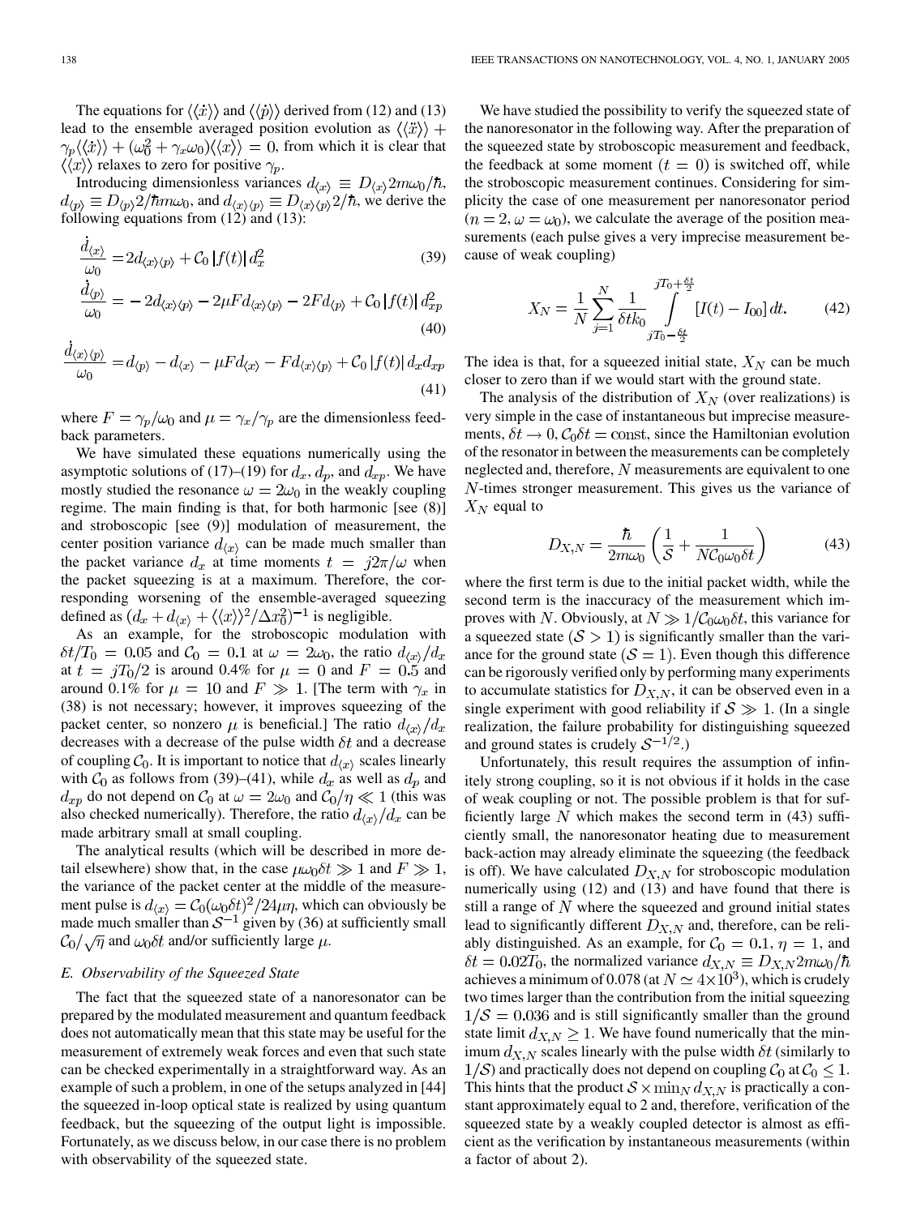The equations for $\langle\langle \dot{x} \rangle\rangle$ and $\langle\langle \dot{p} \rangle\rangle$ derived from (12) and (13) lead to the ensemble averaged position evolution as $\langle\langle \ddot{x} \rangle\rangle + \gamma_p \langle\langle \dot{x} \rangle\rangle + (\omega_0^2 + \gamma_x \omega_0)\langle\langle x \rangle\rangle = 0$, from which it is clear that $\langle\langle x \rangle\rangle$ relaxes to zero for positive $\gamma_p$.

Introducing dimensionless variances $d_{\langle x \rangle} \equiv D_{\langle x \rangle} 2m\omega_0/\hbar$, $d_{\langle p \rangle} \equiv D_{\langle p \rangle} 2/\hbar m\omega_0$, and $d_{\langle x \rangle \langle p \rangle} \equiv D_{\langle x \rangle \langle p \rangle} 2/\hbar$, we derive the following equations from (12) and (13):

$$\frac{\dot{d}_{\langle x \rangle}}{\omega_0} = 2d_{\langle x \rangle \langle p \rangle} + \mathcal{C}_0 |f(t)| d_x^2 \tag{39}$$

$$\frac{\dot{d}_{\langle p \rangle}}{\omega_0} = -2d_{\langle x \rangle \langle p \rangle} - 2\mu F d_{\langle x \rangle \langle p \rangle} - 2F d_{\langle p \rangle} + \mathcal{C}_0 |f(t)| d_{xp}^2 \tag{40}$$

$$\frac{\dot{d}_{\langle x \rangle \langle p \rangle}}{\omega_0} = d_{\langle p \rangle} - d_{\langle x \rangle} - \mu F d_{\langle x \rangle} - F d_{\langle x \rangle \langle p \rangle} + \mathcal{C}_0 |f(t)| d_x d_{xp} \tag{41}$$

where $F = \gamma_p/\omega_0$ and $\mu = \gamma_x/\gamma_p$ are the dimensionless feedback parameters.

We have simulated these equations numerically using the asymptotic solutions of (17)–(19) for $d_x$, $d_p$, and $d_{xp}$. We have mostly studied the resonance $\omega = 2\omega_0$ in the weakly coupling regime. The main finding is that, for both harmonic [see (8)] and stroboscopic [see (9)] modulation of measurement, the center position variance $d_{\langle x \rangle}$ can be made much smaller than the packet variance $d_x$ at time moments $t = j2\pi/\omega$ when the packet squeezing is at a maximum. Therefore, the corresponding worsening of the ensemble-averaged squeezing defined as $(d_x + d_{\langle x \rangle} + \langle\langle x \rangle\rangle^2/\Delta x_0^2)^{-1}$ is negligible.

As an example, for the stroboscopic modulation with $\delta t/T_0 = 0.05$ and $\mathcal{C}_0 = 0.1$ at $\omega = 2\omega_0$, the ratio $d_{\langle x \rangle}/d_x$ at $t = jT_0/2$ is around 0.4% for $\mu = 0$ and $F = 0.5$ and around 0.1% for $\mu = 10$ and $F \gg 1$. [The term with $\gamma_x$ in (38) is not necessary; however, it improves squeezing of the packet center, so nonzero $\mu$ is beneficial.] The ratio $d_{\langle x \rangle}/d_x$ decreases with a decrease of the pulse width $\delta t$ and a decrease of coupling $\mathcal{C}_0$. It is important to notice that $d_{\langle x \rangle}$ scales linearly with $\mathcal{C}_0$ as follows from (39)–(41), while $d_x$ as well as $d_p$ and $d_{xp}$ do not depend on $\mathcal{C}_0$ at $\omega = 2\omega_0$ and $\mathcal{C}_0/\eta \ll 1$ (this was also checked numerically). Therefore, the ratio $d_{\langle x \rangle}/d_x$ can be made arbitrary small at small coupling.

The analytical results (which will be described in more detail elsewhere) show that, in the case $\mu\omega_0\delta t \gg 1$ and $F \gg 1$, the variance of the packet center at the middle of the measurement pulse is $d_{\langle x \rangle} = \mathcal{C}_0(\omega_0\delta t)^2/24\mu\eta$, which can obviously be made much smaller than $\mathcal{S}^{-1}$ given by (36) at sufficiently small $\mathcal{C}_0/\sqrt{\eta}$ and $\omega_0\delta t$ and/or sufficiently large $\mu$.

### E. Observability of the Squeezed State

The fact that the squeezed state of a nanoresonator can be prepared by the modulated measurement and quantum feedback does not automatically mean that this state may be useful for the measurement of extremely weak forces and even that such state can be checked experimentally in a straightforward way. As an example of such a problem, in one of the setups analyzed in [44] the squeezed in-loop optical state is realized by using quantum feedback, but the squeezing of the output light is impossible. Fortunately, as we discuss below, in our case there is no problem with observability of the squeezed state.

We have studied the possibility to verify the squeezed state of the nanoresonator in the following way. After the preparation of the squeezed state by stroboscopic measurement and feedback, the feedback at some moment ($t = 0$) is switched off, while the stroboscopic measurement continues. Considering for simplicity the case of one measurement per nanoresonator period ($n = 2$, $\omega = \omega_0$), we calculate the average of the position measurements (each pulse gives a very imprecise measurement because of weak coupling)

$$X_N = \frac{1}{N}\sum_{j=1}^{N} \frac{1}{\delta t k_0} \int_{jT_0 - \frac{\delta t}{2}}^{jT_0 + \frac{\delta t}{2}} [I(t) - I_{00}]\, dt. \tag{42}$$

The idea is that, for a squeezed initial state, $X_N$ can be much closer to zero than if we would start with the ground state.

The analysis of the distribution of $X_N$ (over realizations) is very simple in the case of instantaneous but imprecise measurements, $\delta t \to 0$, $\mathcal{C}_0\delta t = \text{const}$, since the Hamiltonian evolution of the resonator in between the measurements can be completely neglected and, therefore, $N$ measurements are equivalent to one $N$-times stronger measurement. This gives us the variance of $X_N$ equal to

$$D_{X,N} = \frac{\hbar}{2m\omega_0}\left(\frac{1}{\mathcal{S}} + \frac{1}{N\mathcal{C}_0\omega_0\delta t}\right) \tag{43}$$

where the first term is due to the initial packet width, while the second term is the inaccuracy of the measurement which improves with $N$. Obviously, at $N \gg 1/\mathcal{C}_0\omega_0\delta t$, this variance for a squeezed state ($\mathcal{S} > 1$) is significantly smaller than the variance for the ground state ($\mathcal{S} = 1$). Even though this difference can be rigorously verified only by performing many experiments to accumulate statistics for $D_{X,N}$, it can be observed even in a single experiment with good reliability if $\mathcal{S} \gg 1$. (In a single realization, the failure probability for distinguishing squeezed and ground states is crudely $\mathcal{S}^{-1/2}$.)

Unfortunately, this result requires the assumption of infinitely strong coupling, so it is not obvious if it holds in the case of weak coupling or not. The possible problem is that for sufficiently large $N$ which makes the second term in (43) sufficiently small, the nanoresonator heating due to measurement back-action may already eliminate the squeezing (the feedback is off). We have calculated $D_{X,N}$ for stroboscopic modulation numerically using (12) and (13) and have found that there is still a range of $N$ where the squeezed and ground initial states lead to significantly different $D_{X,N}$ and, therefore, can be reliably distinguished. As an example, for $\mathcal{C}_0 = 0.1$, $\eta = 1$, and $\delta t = 0.02T_0$, the normalized variance $d_{X,N} \equiv D_{X,N}2m\omega_0/\hbar$ achieves a minimum of 0.078 (at $N \simeq 4\times 10^3$), which is crudely two times larger than the contribution from the initial squeezing $1/\mathcal{S} = 0.036$ and is still significantly smaller than the ground state limit $d_{X,N} \geq 1$. We have found numerically that the minimum $d_{X,N}$ scales linearly with the pulse width $\delta t$ (similarly to $1/\mathcal{S}$) and practically does not depend on coupling $\mathcal{C}_0$ at $\mathcal{C}_0 \leq 1$. This hints that the product $\mathcal{S} \times \min_N d_{X,N}$ is practically a constant approximately equal to 2 and, therefore, verification of the squeezed state by a weakly coupled detector is almost as efficient as the verification by instantaneous measurements (within a factor of about 2).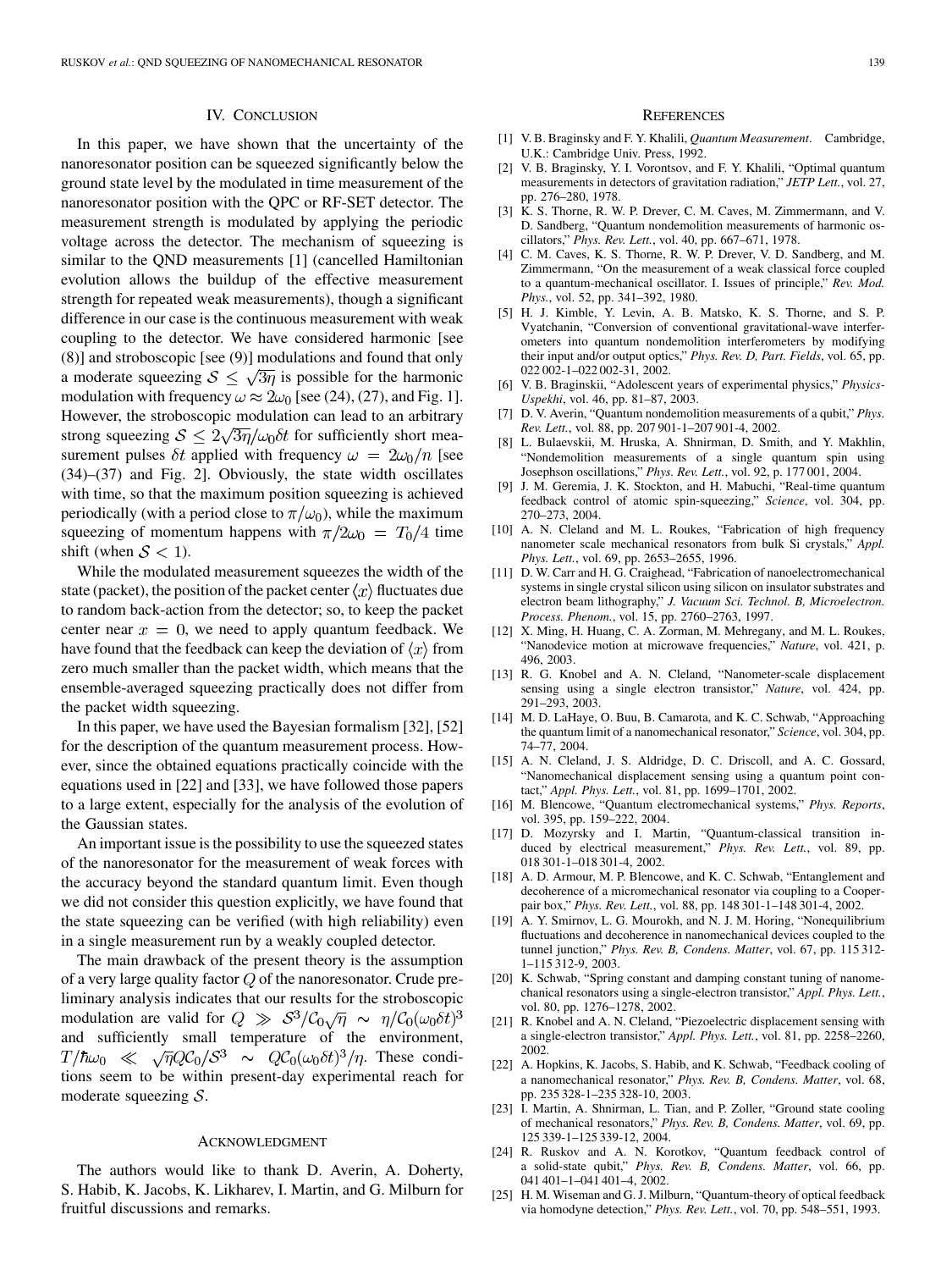## IV. Conclusion

In this paper, we have shown that the uncertainty of the nanoresonator position can be squeezed significantly below the ground state level by the modulated in time measurement of the nanoresonator position with the QPC or RF-SET detector. The measurement strength is modulated by applying the periodic voltage across the detector. The mechanism of squeezing is similar to the QND measurements [1] (cancelled Hamiltonian evolution allows the buildup of the effective measurement strength for repeated weak measurements), though a significant difference in our case is the continuous measurement with weak coupling to the detector. We have considered harmonic [see (8)] and stroboscopic [see (9)] modulations and found that only a moderate squeezing $\mathcal{S} \leq \sqrt{3\eta}$ is possible for the harmonic modulation with frequency $\omega \approx 2\omega_0$ [see (24), (27), and Fig. 1]. However, the stroboscopic modulation can lead to an arbitrary strong squeezing $\mathcal{S} \leq 2\sqrt{3\eta}/\omega_0\delta t$ for sufficiently short measurement pulses $\delta t$ applied with frequency $\omega = 2\omega_0/n$ [see (34)–(37) and Fig. 2]. Obviously, the state width oscillates with time, so that the maximum position squeezing is achieved periodically (with a period close to $\pi/\omega_0$), while the maximum squeezing of momentum happens with $\pi/2\omega_0 = T_0/4$ time shift (when $\mathcal{S} < 1$).

While the modulated measurement squeezes the width of the state (packet), the position of the packet center $\langle x \rangle$ fluctuates due to random back-action from the detector; so, to keep the packet center near $x = 0$, we need to apply quantum feedback. We have found that the feedback can keep the deviation of $\langle x \rangle$ from zero much smaller than the packet width, which means that the ensemble-averaged squeezing practically does not differ from the packet width squeezing.

In this paper, we have used the Bayesian formalism [32], [52] for the description of the quantum measurement process. However, since the obtained equations practically coincide with the equations used in [22] and [33], we have followed those papers to a large extent, especially for the analysis of the evolution of the Gaussian states.

An important issue is the possibility to use the squeezed states of the nanoresonator for the measurement of weak forces with the accuracy beyond the standard quantum limit. Even though we did not consider this question explicitly, we have found that the state squeezing can be verified (with high reliability) even in a single measurement run by a weakly coupled detector.

The main drawback of the present theory is the assumption of a very large quality factor $Q$ of the nanoresonator. Crude preliminary analysis indicates that our results for the stroboscopic modulation are valid for $Q \gg \mathcal{S}^3/\mathcal{C}_0\sqrt{\eta} \sim \eta/\mathcal{C}_0(\omega_0\delta t)^3$ and sufficiently small temperature of the environment, $T/\hbar\omega_0 \ll \sqrt{\eta}Q\mathcal{C}_0/\mathcal{S}^3 \sim Q\mathcal{C}_0(\omega_0\delta t)^3/\eta$. These conditions seem to be within present-day experimental reach for moderate squeezing $\mathcal{S}$.

## Acknowledgment

The authors would like to thank D. Averin, A. Doherty, S. Habib, K. Jacobs, K. Likharev, I. Martin, and G. Milburn for fruitful discussions and remarks.

## References

[1] V. B. Braginsky and F. Y. Khalili, *Quantum Measurement*. Cambridge, U.K.: Cambridge Univ. Press, 1992.

[2] V. B. Braginsky, Y. I. Vorontsov, and F. Y. Khalili, "Optimal quantum measurements in detectors of gravitation radiation," *JETP Lett.*, vol. 27, pp. 276–280, 1978.

[3] K. S. Thorne, R. W. P. Drever, C. M. Caves, M. Zimmermann, and V. D. Sandberg, "Quantum nondemolition measurements of harmonic oscillators," *Phys. Rev. Lett.*, vol. 40, pp. 667–671, 1978.

[4] C. M. Caves, K. S. Thorne, R. W. P. Drever, V. D. Sandberg, and M. Zimmermann, "On the measurement of a weak classical force coupled to a quantum-mechanical oscillator. I. Issues of principle," *Rev. Mod. Phys.*, vol. 52, pp. 341–392, 1980.

[5] H. J. Kimble, Y. Levin, A. B. Matsko, K. S. Thorne, and S. P. Vyatchanin, "Conversion of conventional gravitational-wave interferometers into quantum nondemolition interferometers by modifying their input and/or output optics," *Phys. Rev. D, Part. Fields*, vol. 65, pp. 022 002-1–022 002-31, 2002.

[6] V. B. Braginskii, "Adolescent years of experimental physics," *Physics-Uspekhi*, vol. 46, pp. 81–87, 2003.

[7] D. V. Averin, "Quantum nondemolition measurements of a qubit," *Phys. Rev. Lett.*, vol. 88, pp. 207 901-1–207 901-4, 2002.

[8] L. Bulaevskii, M. Hruska, A. Shnirman, D. Smith, and Y. Makhlin, "Nondemolition measurements of a single quantum spin using Josephson oscillations," *Phys. Rev. Lett.*, vol. 92, p. 177 001, 2004.

[9] J. M. Geremia, J. K. Stockton, and H. Mabuchi, "Real-time quantum feedback control of atomic spin-squeezing," *Science*, vol. 304, pp. 270–273, 2004.

[10] A. N. Cleland and M. L. Roukes, "Fabrication of high frequency nanometer scale mechanical resonators from bulk Si crystals," *Appl. Phys. Lett.*, vol. 69, pp. 2653–2655, 1996.

[11] D. W. Carr and H. G. Craighead, "Fabrication of nanoelectromechanical systems in single crystal silicon using silicon on insulator substrates and electron beam lithography," *J. Vacuum Sci. Technol. B, Microelectron. Process. Phenom.*, vol. 15, pp. 2760–2763, 1997.

[12] X. Ming, H. Huang, C. A. Zorman, M. Mehregany, and M. L. Roukes, "Nanodevice motion at microwave frequencies," *Nature*, vol. 421, p. 496, 2003.

[13] R. G. Knobel and A. N. Cleland, "Nanometer-scale displacement sensing using a single electron transistor," *Nature*, vol. 424, pp. 291–293, 2003.

[14] M. D. LaHaye, O. Buu, B. Camarota, and K. C. Schwab, "Approaching the quantum limit of a nanomechanical resonator," *Science*, vol. 304, pp. 74–77, 2004.

[15] A. N. Cleland, J. S. Aldridge, D. C. Driscoll, and A. C. Gossard, "Nanomechanical displacement sensing using a quantum point contact," *Appl. Phys. Lett.*, vol. 81, pp. 1699–1701, 2002.

[16] M. Blencowe, "Quantum electromechanical systems," *Phys. Reports*, vol. 395, pp. 159–222, 2004.

[17] D. Mozyrsky and I. Martin, "Quantum-classical transition induced by electrical measurement," *Phys. Rev. Lett.*, vol. 89, pp. 018 301-1–018 301-4, 2002.

[18] A. D. Armour, M. P. Blencowe, and K. C. Schwab, "Entanglement and decoherence of a micromechanical resonator via coupling to a Cooper-pair box," *Phys. Rev. Lett.*, vol. 88, pp. 148 301-1–148 301-4, 2002.

[19] A. Y. Smirnov, L. G. Mourokh, and N. J. M. Horing, "Nonequilibrium fluctuations and decoherence in nanomechanical devices coupled to the tunnel junction," *Phys. Rev. B, Condens. Matter*, vol. 67, pp. 115 312-1–115 312-9, 2003.

[20] K. Schwab, "Spring constant and damping constant tuning of nanomechanical resonators using a single-electron transistor," *Appl. Phys. Lett.*, vol. 80, pp. 1276–1278, 2002.

[21] R. Knobel and A. N. Cleland, "Piezoelectric displacement sensing with a single-electron transistor," *Appl. Phys. Lett.*, vol. 81, pp. 2258–2260, 2002.

[22] A. Hopkins, K. Jacobs, S. Habib, and K. Schwab, "Feedback cooling of a nanomechanical resonator," *Phys. Rev. B, Condens. Matter*, vol. 68, pp. 235 328-1–235 328-10, 2003.

[23] I. Martin, A. Shnirman, L. Tian, and P. Zoller, "Ground state cooling of mechanical resonators," *Phys. Rev. B, Condens. Matter*, vol. 69, pp. 125 339-1–125 339-12, 2004.

[24] R. Ruskov and A. N. Korotkov, "Quantum feedback control of a solid-state qubit," *Phys. Rev. B, Condens. Matter*, vol. 66, pp. 041 401–1–041 401–4, 2002.

[25] H. M. Wiseman and G. J. Milburn, "Quantum-theory of optical feedback via homodyne detection," *Phys. Rev. Lett.*, vol. 70, pp. 548–551, 1993.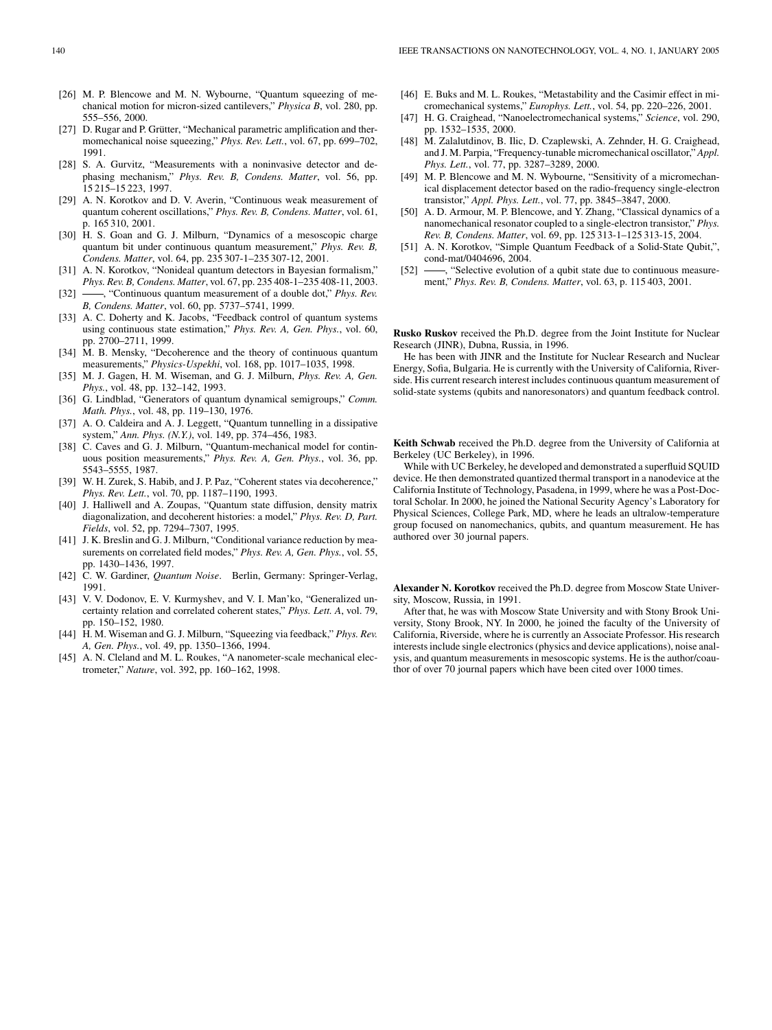[26] M. P. Blencowe and M. N. Wybourne, "Quantum squeezing of mechanical motion for micron-sized cantilevers," *Physica B*, vol. 280, pp. 555–556, 2000.

[27] D. Rugar and P. Grütter, "Mechanical parametric amplification and thermomechanical noise squeezing," *Phys. Rev. Lett.*, vol. 67, pp. 699–702, 1991.

[28] S. A. Gurvitz, "Measurements with a noninvasive detector and dephasing mechanism," *Phys. Rev. B, Condens. Matter*, vol. 56, pp. 15 215–15 223, 1997.

[29] A. N. Korotkov and D. V. Averin, "Continuous weak measurement of quantum coherent oscillations," *Phys. Rev. B, Condens. Matter*, vol. 61, p. 165 310, 2001.

[30] H. S. Goan and G. J. Milburn, "Dynamics of a mesoscopic charge quantum bit under continuous quantum measurement," *Phys. Rev. B, Condens. Matter*, vol. 64, pp. 235 307-1–235 307-12, 2001.

[31] A. N. Korotkov, "Nonideal quantum detectors in Bayesian formalism," *Phys. Rev. B, Condens. Matter*, vol. 67, pp. 235 408-1–235 408-11, 2003.

[32] ——, "Continuous quantum measurement of a double dot," *Phys. Rev. B, Condens. Matter*, vol. 60, pp. 5737–5741, 1999.

[33] A. C. Doherty and K. Jacobs, "Feedback control of quantum systems using continuous state estimation," *Phys. Rev. A, Gen. Phys.*, vol. 60, pp. 2700–2711, 1999.

[34] M. B. Mensky, "Decoherence and the theory of continuous quantum measurements," *Physics-Uspekhi*, vol. 168, pp. 1017–1035, 1998.

[35] M. J. Gagen, H. M. Wiseman, and G. J. Milburn, *Phys. Rev. A, Gen. Phys.*, vol. 48, pp. 132–142, 1993.

[36] G. Lindblad, "Generators of quantum dynamical semigroups," *Comm. Math. Phys.*, vol. 48, pp. 119–130, 1976.

[37] A. O. Caldeira and A. J. Leggett, "Quantum tunnelling in a dissipative system," *Ann. Phys. (N.Y.)*, vol. 149, pp. 374–456, 1983.

[38] C. Caves and G. J. Milburn, "Quantum-mechanical model for continuous position measurements," *Phys. Rev. A, Gen. Phys.*, vol. 36, pp. 5543–5555, 1987.

[39] W. H. Zurek, S. Habib, and J. P. Paz, "Coherent states via decoherence," *Phys. Rev. Lett.*, vol. 70, pp. 1187–1190, 1993.

[40] J. Halliwell and A. Zoupas, "Quantum state diffusion, density matrix diagonalization, and decoherent histories: a model," *Phys. Rev. D, Part. Fields*, vol. 52, pp. 7294–7307, 1995.

[41] J. K. Breslin and G. J. Milburn, "Conditional variance reduction by measurements on correlated field modes," *Phys. Rev. A, Gen. Phys.*, vol. 55, pp. 1430–1436, 1997.

[42] C. W. Gardiner, *Quantum Noise*. Berlin, Germany: Springer-Verlag, 1991.

[43] V. V. Dodonov, E. V. Kurmyshev, and V. I. Man'ko, "Generalized uncertainty relation and correlated coherent states," *Phys. Lett. A*, vol. 79, pp. 150–152, 1980.

[44] H. M. Wiseman and G. J. Milburn, "Squeezing via feedback," *Phys. Rev. A, Gen. Phys.*, vol. 49, pp. 1350–1366, 1994.

[45] A. N. Cleland and M. L. Roukes, "A nanometer-scale mechanical electrometer," *Nature*, vol. 392, pp. 160–162, 1998.

[46] E. Buks and M. L. Roukes, "Metastability and the Casimir effect in micromechanical systems," *Europhys. Lett.*, vol. 54, pp. 220–226, 2001.

[47] H. G. Craighead, "Nanoelectromechanical systems," *Science*, vol. 290, pp. 1532–1535, 2000.

[48] M. Zalalutdinov, B. Ilic, D. Czaplewski, A. Zehnder, H. G. Craighead, and J. M. Parpia, "Frequency-tunable micromechanical oscillator," *Appl. Phys. Lett.*, vol. 77, pp. 3287–3289, 2000.

[49] M. P. Blencowe and M. N. Wybourne, "Sensitivity of a micromechanical displacement detector based on the radio-frequency single-electron transistor," *Appl. Phys. Lett.*, vol. 77, pp. 3845–3847, 2000.

[50] A. D. Armour, M. P. Blencowe, and Y. Zhang, "Classical dynamics of a nanomechanical resonator coupled to a single-electron transistor," *Phys. Rev. B, Condens. Matter*, vol. 69, pp. 125 313-1–125 313-15, 2004.

[51] A. N. Korotkov, "Simple Quantum Feedback of a Solid-State Qubit,", cond-mat/0404696, 2004.

[52] ——, "Selective evolution of a qubit state due to continuous measurement," *Phys. Rev. B, Condens. Matter*, vol. 63, p. 115 403, 2001.

**Rusko Ruskov** received the Ph.D. degree from the Joint Institute for Nuclear Research (JINR), Dubna, Russia, in 1996.

He has been with JINR and the Institute for Nuclear Research and Nuclear Energy, Sofia, Bulgaria. He is currently with the University of California, Riverside. His current research interest includes continuous quantum measurement of solid-state systems (qubits and nanoresonators) and quantum feedback control.

**Keith Schwab** received the Ph.D. degree from the University of California at Berkeley (UC Berkeley), in 1996.

While with UC Berkeley, he developed and demonstrated a superfluid SQUID device. He then demonstrated quantized thermal transport in a nanodevice at the California Institute of Technology, Pasadena, in 1999, where he was a Post-Doctoral Scholar. In 2000, he joined the National Security Agency's Laboratory for Physical Sciences, College Park, MD, where he leads an ultralow-temperature group focused on nanomechanics, qubits, and quantum measurement. He has authored over 30 journal papers.

**Alexander N. Korotkov** received the Ph.D. degree from Moscow State University, Moscow, Russia, in 1991.

After that, he was with Moscow State University and with Stony Brook University, Stony Brook, NY. In 2000, he joined the faculty of the University of California, Riverside, where he is currently an Associate Professor. His research interests include single electronics (physics and device applications), noise analysis, and quantum measurements in mesoscopic systems. He is the author/coauthor of over 70 journal papers which have been cited over 1000 times.